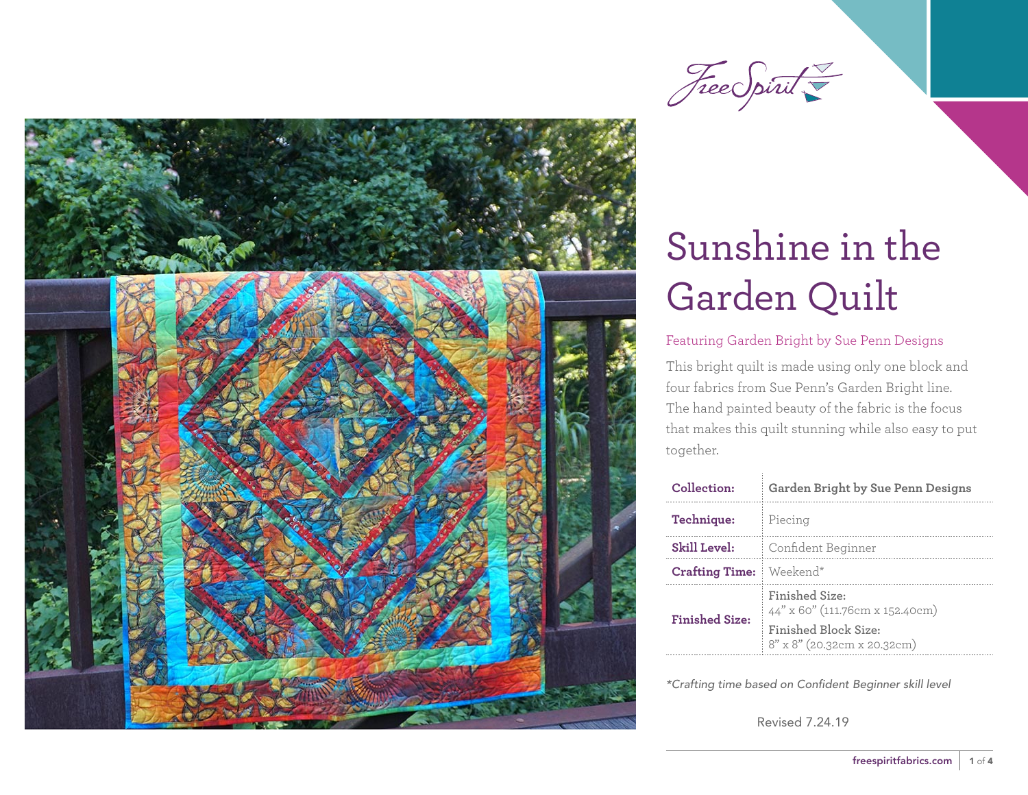# Sunshine in the Garden Quilt

Featuring Garden Bright by Sue Penn Designs

This bright quilt is made using only one block and four fabrics from Sue Penn's Garden Bright line. The hand painted beauty of the fabric is the focus that makes this quilt stunning while also easy to put together.

| **Collection:** | **Garden Bright by Sue Penn Designs** |
|---|---|
| **Technique:** | Piecing |
| **Skill Level:** | Confident Beginner |
| **Crafting Time:** | Weekend* |
| **Finished Size:** | Finished Size: 44" x 60" (111.76cm x 152.40cm) Finished Block Size: 8" x 8" (20.32cm x 20.32cm) |

*\*Crafting time based on Confident Beginner skill level*

Revised 7.24.19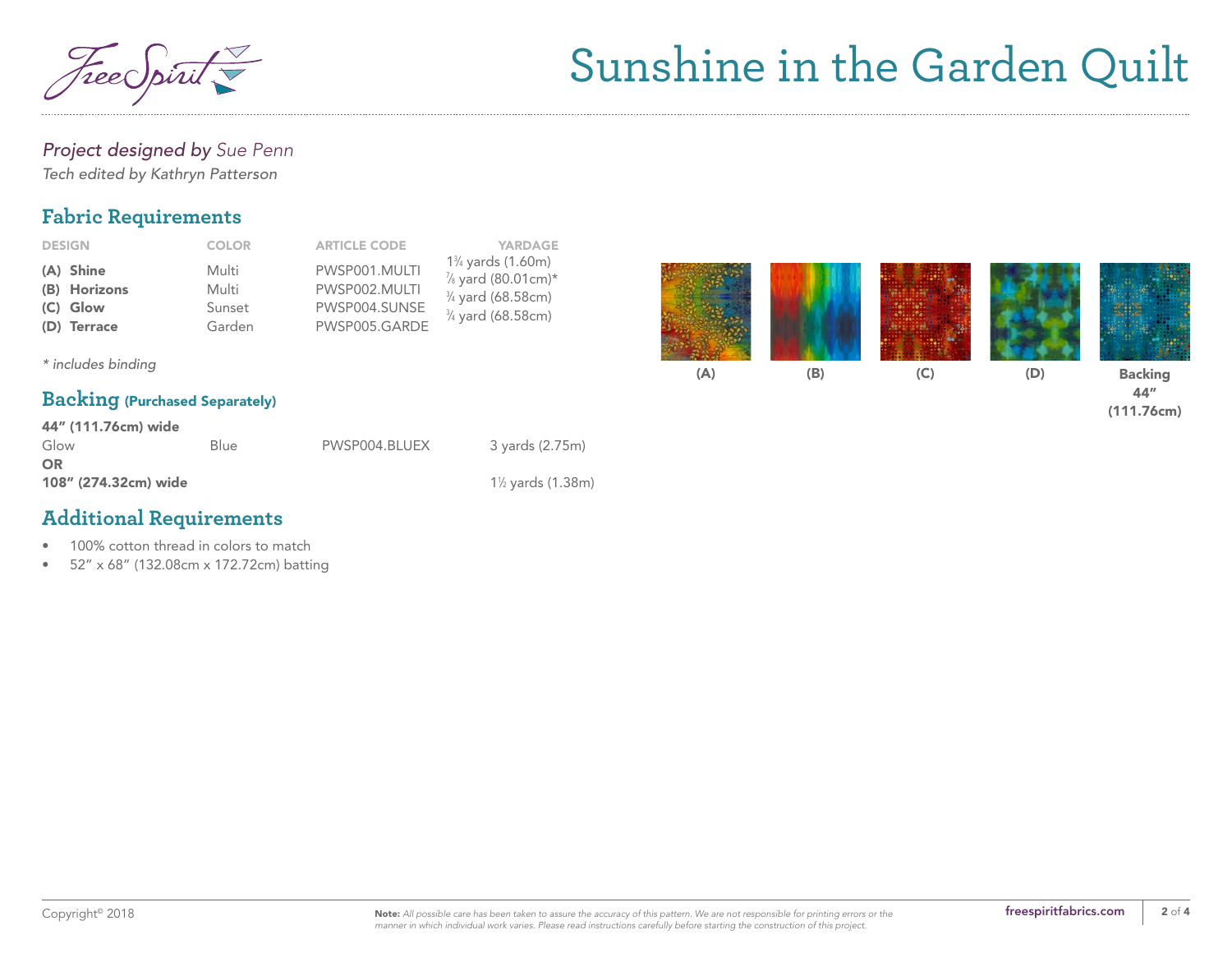# Sunshine in the Garden Quilt

*Project designed by Sue Penn*
*Tech edited by Kathryn Patterson*

## Fabric Requirements

| DESIGN | COLOR | ARTICLE CODE | YARDAGE |
|---|---|---|---|
| **(A) Shine** | Multi | PWSP001.MULTI | 1¾ yards (1.60m) |
| **(B) Horizons** | Multi | PWSP002.MULTI | ⅞ yard (80.01cm)* |
| **(C) Glow** | Sunset | PWSP004.SUNSE | ¾ yard (68.58cm) |
| **(D) Terrace** | Garden | PWSP005.GARDE | ¾ yard (68.58cm) |

*\* includes binding*

**(A)** **(B)** **(C)** **(D)** **Backing 44" (111.76cm)**

## Backing (Purchased Separately)

**44" (111.76cm) wide**

| | | | |
|---|---|---|---|
| Glow | Blue | PWSP004.BLUEX | 3 yards (2.75m) |

**OR**

**108" (274.32cm) wide** — 1½ yards (1.38m)

## Additional Requirements

- 100% cotton thread in colors to match
- 52" x 68" (132.08cm x 172.72cm) batting

Copyright© 2018

**Note:** *All possible care has been taken to assure the accuracy of this pattern. We are not responsible for printing errors or the manner in which individual work varies. Please read instructions carefully before starting the construction of this project.*

freespiritfabrics.com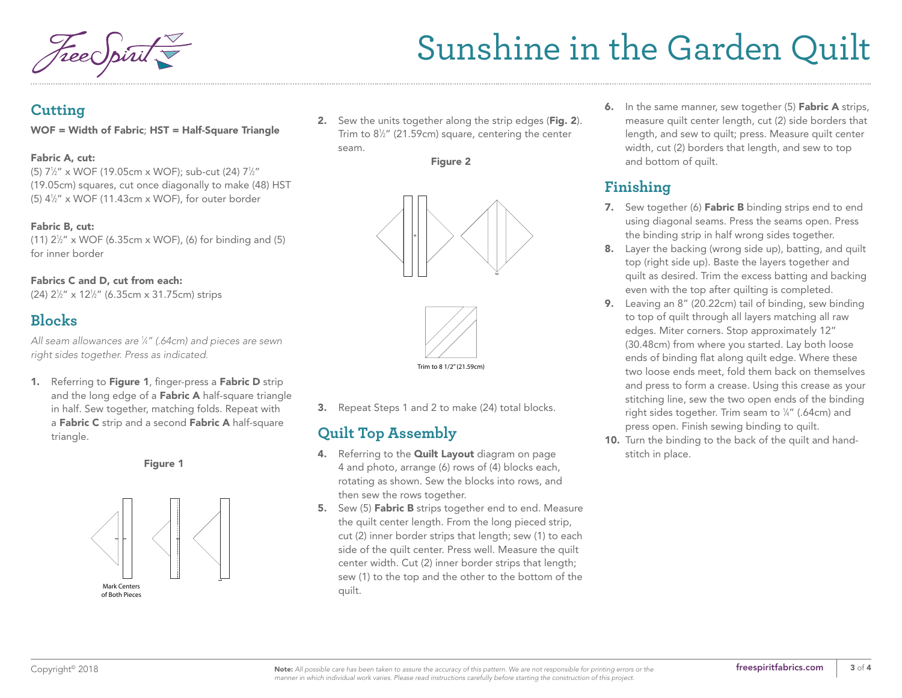# Sunshine in the Garden Quilt

## Cutting

**WOF = Width of Fabric**; **HST = Half-Square Triangle**

**Fabric A, cut:**
(5) 7½" x WOF (19.05cm x WOF); sub-cut (24) 7½" (19.05cm) squares, cut once diagonally to make (48) HST
(5) 4½" x WOF (11.43cm x WOF), for outer border

**Fabric B, cut:**
(11) 2½" x WOF (6.35cm x WOF), (6) for binding and (5) for inner border

**Fabrics C and D, cut from each:**
(24) 2½" x 12½" (6.35cm x 31.75cm) strips

## Blocks

*All seam allowances are ¼" (.64cm) and pieces are sewn right sides together. Press as indicated.*

1. Referring to **Figure 1**, finger-press a **Fabric D** strip and the long edge of a **Fabric A** half-square triangle in half. Sew together, matching folds. Repeat with a **Fabric C** strip and a second **Fabric A** half-square triangle.

**Figure 1**

Mark Centers of Both Pieces

2. Sew the units together along the strip edges (**Fig. 2**). Trim to 8½" (21.59cm) square, centering the center seam.

**Figure 2**

Trim to 8 1/2" (21.59cm)

3. Repeat Steps 1 and 2 to make (24) total blocks.

## Quilt Top Assembly

4. Referring to the **Quilt Layout** diagram on page 4 and photo, arrange (6) rows of (4) blocks each, rotating as shown. Sew the blocks into rows, and then sew the rows together.
5. Sew (5) **Fabric B** strips together end to end. Measure the quilt center length. From the long pieced strip, cut (2) inner border strips that length; sew (1) to each side of the quilt center. Press well. Measure the quilt center width. Cut (2) inner border strips that length; sew (1) to the top and the other to the bottom of the quilt.
6. In the same manner, sew together (5) **Fabric A** strips, measure quilt center length, cut (2) side borders that length, and sew to quilt; press. Measure quilt center width, cut (2) borders that length, and sew to top and bottom of quilt.

## Finishing

7. Sew together (6) **Fabric B** binding strips end to end using diagonal seams. Press the seams open. Press the binding strip in half wrong sides together.
8. Layer the backing (wrong side up), batting, and quilt top (right side up). Baste the layers together and quilt as desired. Trim the excess batting and backing even with the top after quilting is completed.
9. Leaving an 8" (20.22cm) tail of binding, sew binding to top of quilt through all layers matching all raw edges. Miter corners. Stop approximately 12" (30.48cm) from where you started. Lay both loose ends of binding flat along quilt edge. Where these two loose ends meet, fold them back on themselves and press to form a crease. Using this crease as your stitching line, sew the two open ends of the binding right sides together. Trim seam to ¼" (.64cm) and press open. Finish sewing binding to quilt.
10. Turn the binding to the back of the quilt and hand-stitch in place.

Copyright© 2018

**Note:** *All possible care has been taken to assure the accuracy of this pattern. We are not responsible for printing errors or the manner in which individual work varies. Please read instructions carefully before starting the construction of this project.*

freespiritfabrics.com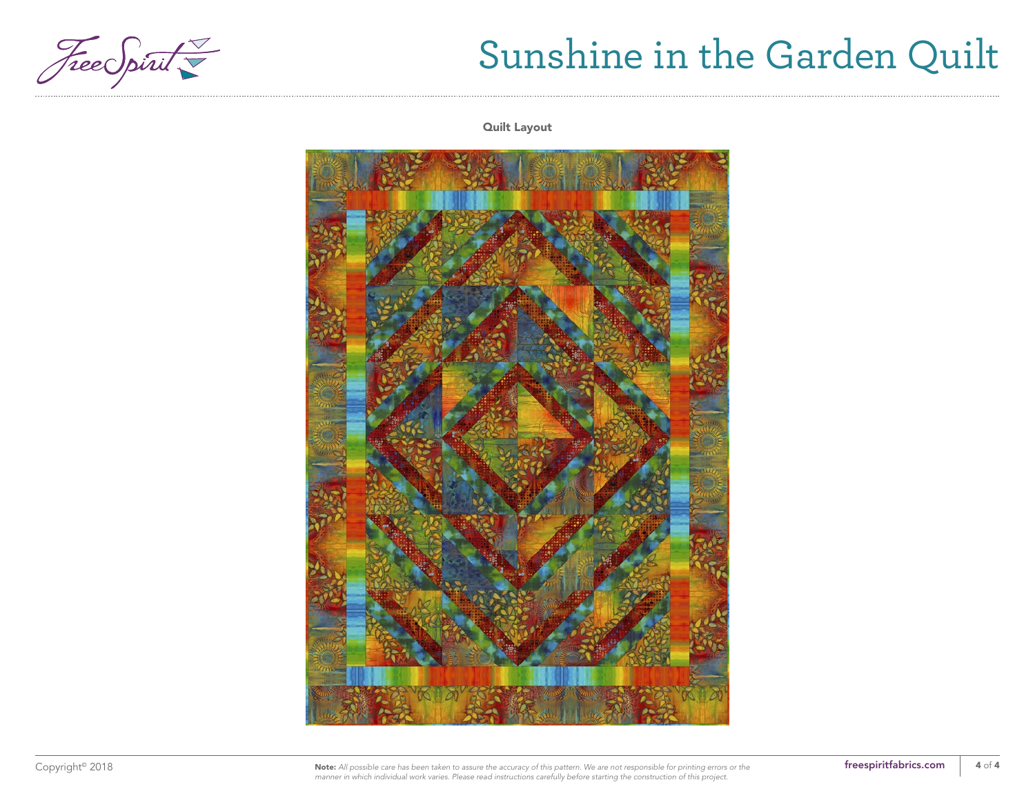**Quilt Layout**

**Note:** *All possible care has been taken to assure the accuracy of this pattern. We are not responsible for printing errors or the manner in which individual work varies. Please read instructions carefully before starting the construction of this project.*